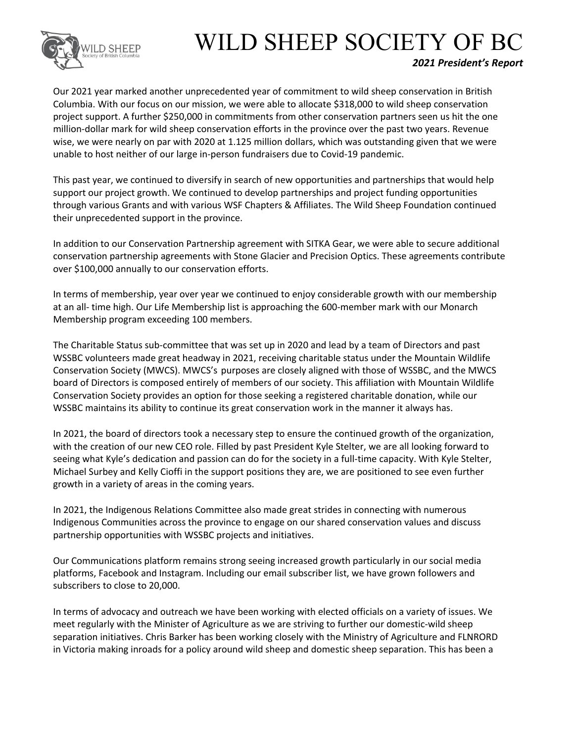# WILD SHEEP SOCIETY OF BC

***2021 President's Report***

Our 2021 year marked another unprecedented year of commitment to wild sheep conservation in British Columbia. With our focus on our mission, we were able to allocate $318,000 to wild sheep conservation project support. A further $250,000 in commitments from other conservation partners seen us hit the one million-dollar mark for wild sheep conservation efforts in the province over the past two years. Revenue wise, we were nearly on par with 2020 at 1.125 million dollars, which was outstanding given that we were unable to host neither of our large in-person fundraisers due to Covid-19 pandemic.

This past year, we continued to diversify in search of new opportunities and partnerships that would help support our project growth. We continued to develop partnerships and project funding opportunities through various Grants and with various WSF Chapters & Affiliates. The Wild Sheep Foundation continued their unprecedented support in the province.

In addition to our Conservation Partnership agreement with SITKA Gear, we were able to secure additional conservation partnership agreements with Stone Glacier and Precision Optics. These agreements contribute over $100,000 annually to our conservation efforts.

In terms of membership, year over year we continued to enjoy considerable growth with our membership at an all- time high. Our Life Membership list is approaching the 600-member mark with our Monarch Membership program exceeding 100 members.

The Charitable Status sub-committee that was set up in 2020 and lead by a team of Directors and past WSSBC volunteers made great headway in 2021, receiving charitable status under the Mountain Wildlife Conservation Society (MWCS). MWCS's purposes are closely aligned with those of WSSBC, and the MWCS board of Directors is composed entirely of members of our society. This affiliation with Mountain Wildlife Conservation Society provides an option for those seeking a registered charitable donation, while our WSSBC maintains its ability to continue its great conservation work in the manner it always has.

In 2021, the board of directors took a necessary step to ensure the continued growth of the organization, with the creation of our new CEO role. Filled by past President Kyle Stelter, we are all looking forward to seeing what Kyle's dedication and passion can do for the society in a full-time capacity. With Kyle Stelter, Michael Surbey and Kelly Cioffi in the support positions they are, we are positioned to see even further growth in a variety of areas in the coming years.

In 2021, the Indigenous Relations Committee also made great strides in connecting with numerous Indigenous Communities across the province to engage on our shared conservation values and discuss partnership opportunities with WSSBC projects and initiatives.

Our Communications platform remains strong seeing increased growth particularly in our social media platforms, Facebook and Instagram. Including our email subscriber list, we have grown followers and subscribers to close to 20,000.

In terms of advocacy and outreach we have been working with elected officials on a variety of issues. We meet regularly with the Minister of Agriculture as we are striving to further our domestic-wild sheep separation initiatives. Chris Barker has been working closely with the Ministry of Agriculture and FLNRORD in Victoria making inroads for a policy around wild sheep and domestic sheep separation. This has been a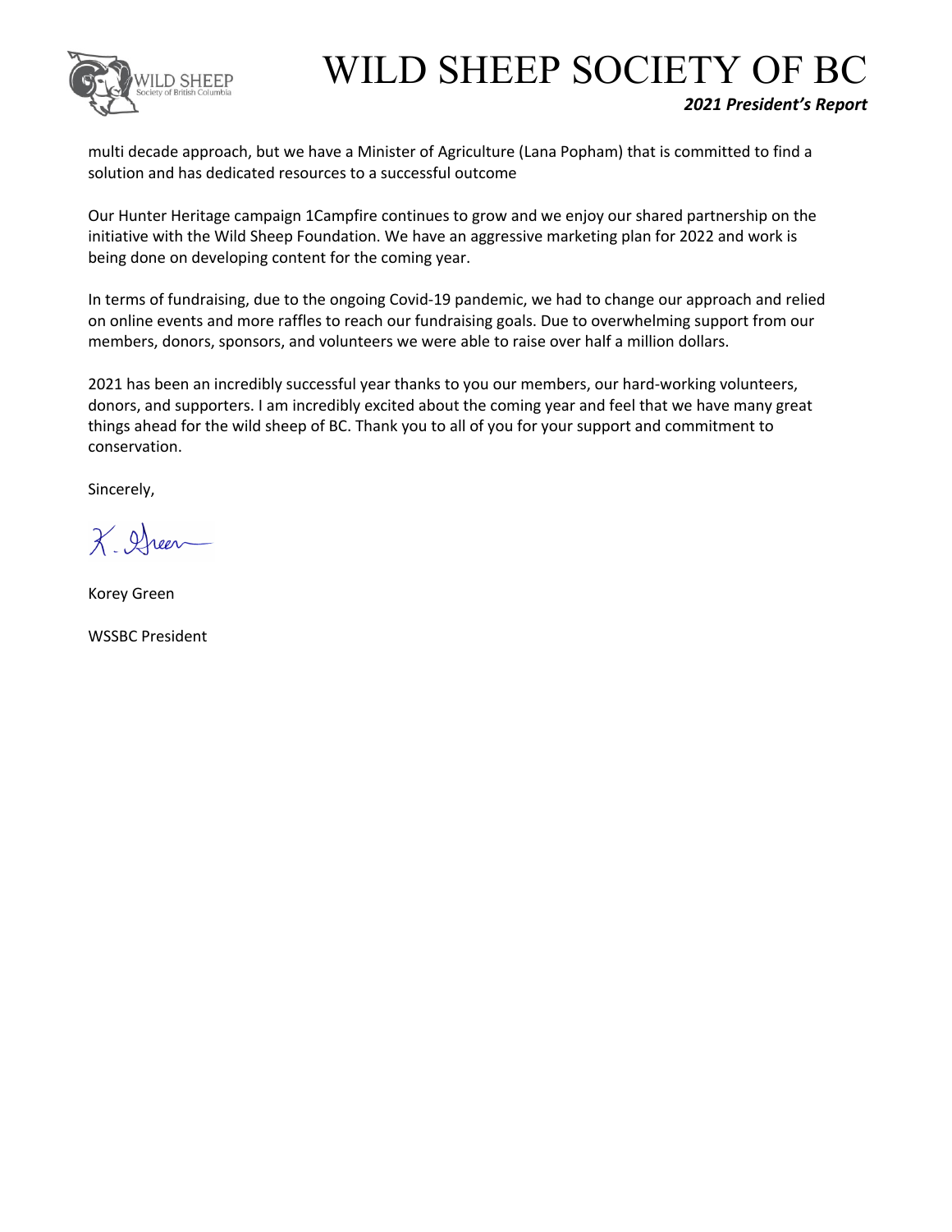multi decade approach, but we have a Minister of Agriculture (Lana Popham) that is committed to find a solution and has dedicated resources to a successful outcome

Our Hunter Heritage campaign 1Campfire continues to grow and we enjoy our shared partnership on the initiative with the Wild Sheep Foundation. We have an aggressive marketing plan for 2022 and work is being done on developing content for the coming year.

In terms of fundraising, due to the ongoing Covid-19 pandemic, we had to change our approach and relied on online events and more raffles to reach our fundraising goals. Due to overwhelming support from our members, donors, sponsors, and volunteers we were able to raise over half a million dollars.

2021 has been an incredibly successful year thanks to you our members, our hard-working volunteers, donors, and supporters. I am incredibly excited about the coming year and feel that we have many great things ahead for the wild sheep of BC. Thank you to all of you for your support and commitment to conservation.

Sincerely,

K. Green

Korey Green

WSSBC President